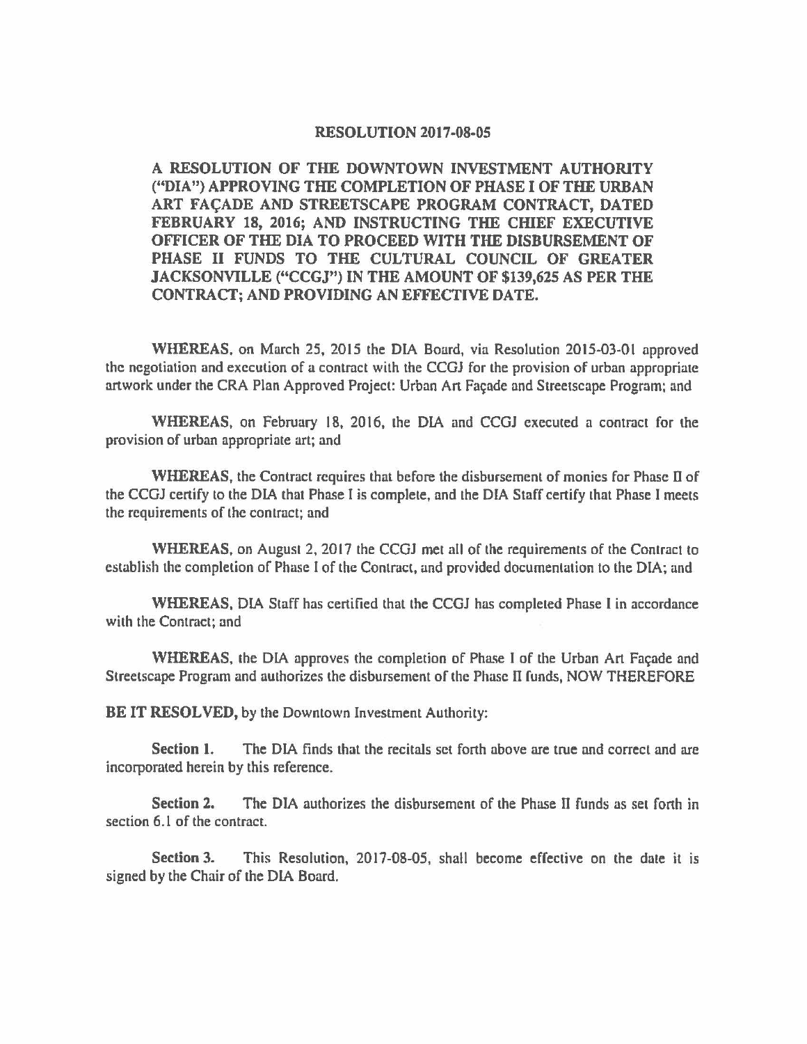# RESOLUTION 2017-08-05

**A RESOLUTION OF THE DOWNTOWN INVESTMENT AUTHORITY ("DIA") APPROVING THE COMPLETION OF PHASE I OF THE URBAN ART FAÇADE AND STREETSCAPE PROGRAM CONTRACT, DATED FEBRUARY 18, 2016; AND INSTRUCTING THE CHIEF EXECUTIVE OFFICER OF THE DIA TO PROCEED WITH THE DISBURSEMENT OF PHASE II FUNDS TO THE CULTURAL COUNCIL OF GREATER JACKSONVILLE ("CCGJ") IN THE AMOUNT OF $139,625 AS PER THE CONTRACT; AND PROVIDING AN EFFECTIVE DATE.**

**WHEREAS**, on March 25, 2015 the DIA Board, via Resolution 2015-03-01 approved the negotiation and execution of a contract with the CCGJ for the provision of urban appropriate artwork under the CRA Plan Approved Project: Urban Art Façade and Streetscape Program; and

**WHEREAS**, on February 18, 2016, the DIA and CCGJ executed a contract for the provision of urban appropriate art; and

**WHEREAS**, the Contract requires that before the disbursement of monies for Phase II of the CCGJ certify to the DIA that Phase I is complete, and the DIA Staff certify that Phase I meets the requirements of the contract; and

**WHEREAS**, on August 2, 2017 the CCGJ met all of the requirements of the Contract to establish the completion of Phase I of the Contract, and provided documentation to the DIA; and

**WHEREAS**, DIA Staff has certified that the CCGJ has completed Phase I in accordance with the Contract; and

**WHEREAS**, the DIA approves the completion of Phase I of the Urban Art Façade and Streetscape Program and authorizes the disbursement of the Phase II funds, NOW THEREFORE

**BE IT RESOLVED,** by the Downtown Investment Authority:

**Section 1.** The DIA finds that the recitals set forth above are true and correct and are incorporated herein by this reference.

**Section 2.** The DIA authorizes the disbursement of the Phase II funds as set forth in section 6.1 of the contract.

**Section 3.** This Resolution, 2017-08-05, shall become effective on the date it is signed by the Chair of the DIA Board.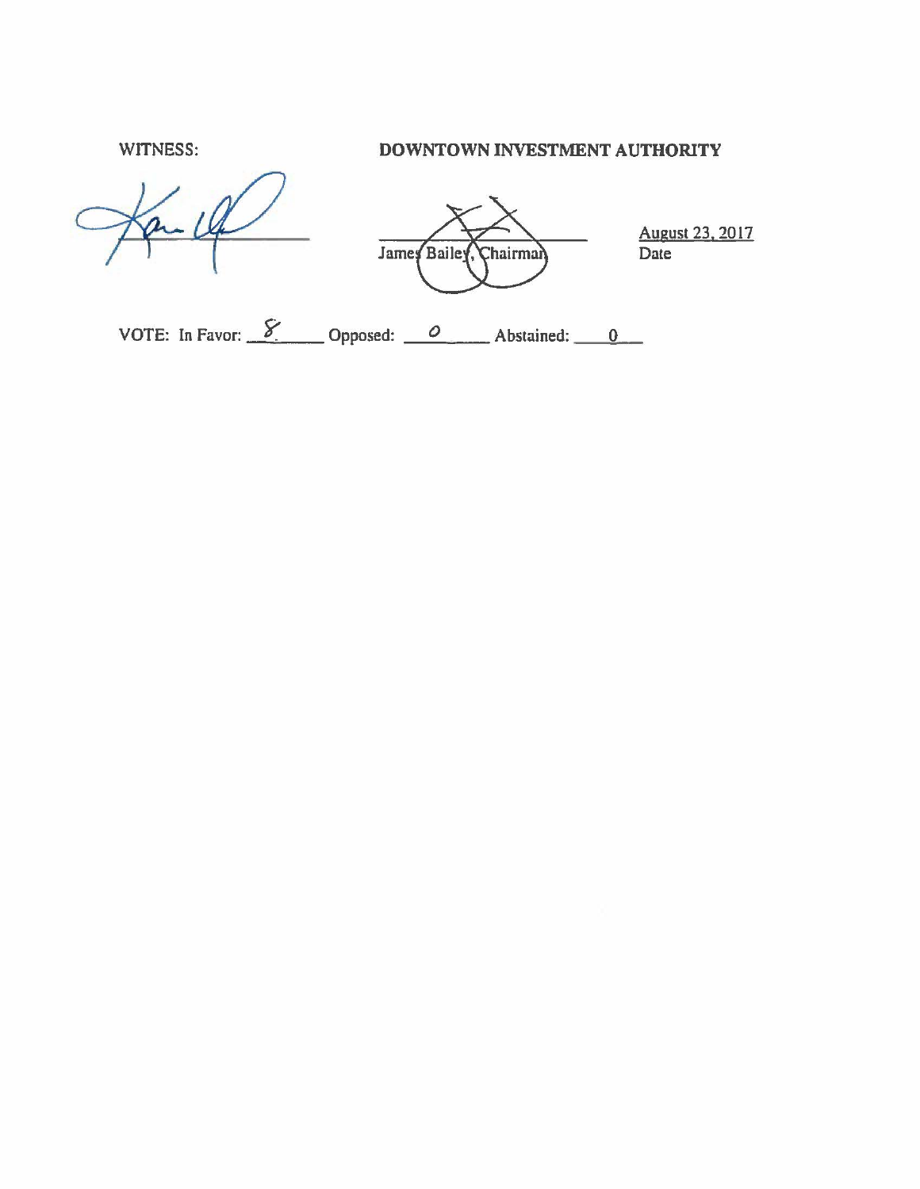WITNESS:

**DOWNTOWN INVESTMENT AUTHORITY**

James Bailey, Chairman

August 23, 2017

Date

VOTE: In Favor: 8 Opposed: 0 Abstained: 0